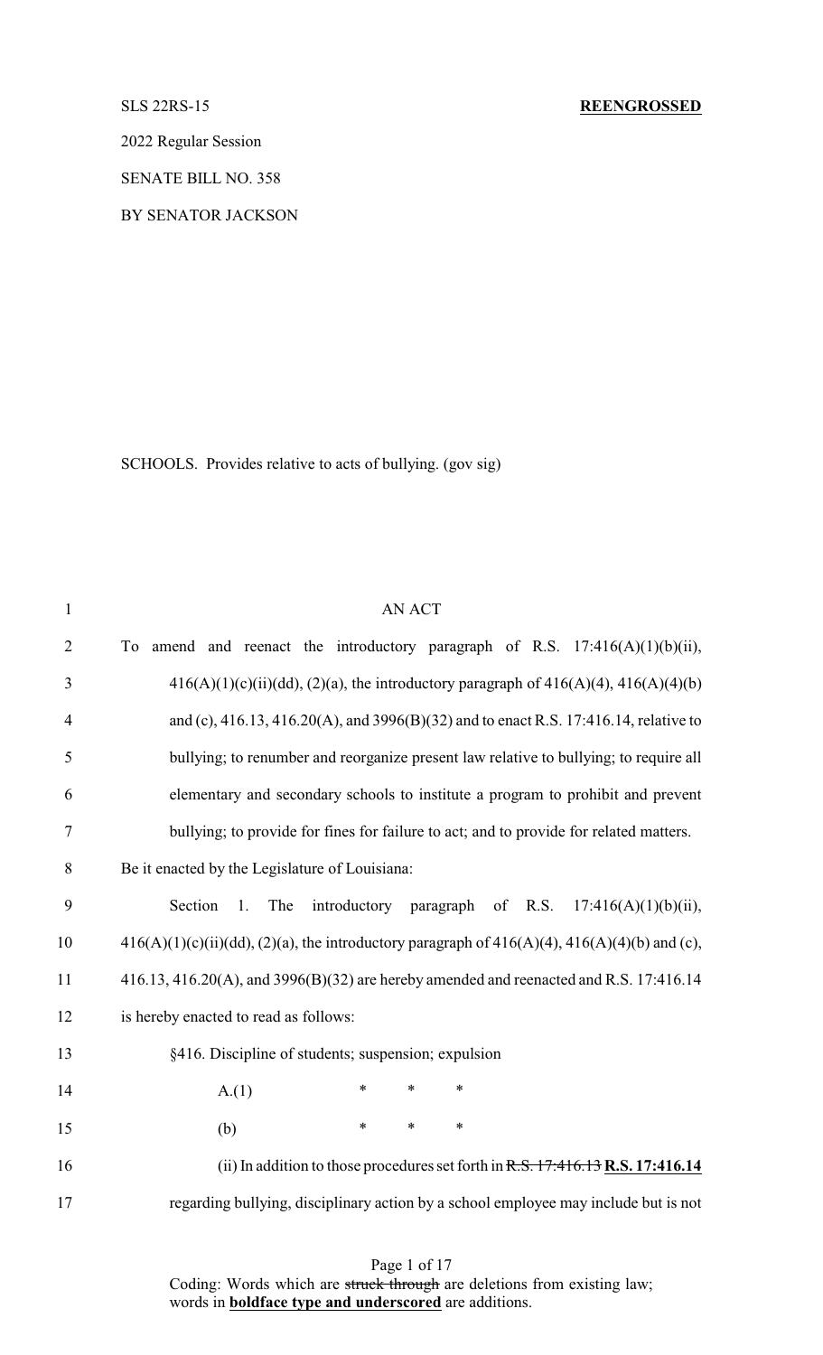SLS 22RS-15 **REENGROSSED**

2022 Regular Session

SENATE BILL NO. 358

BY SENATOR JACKSON

SCHOOLS. Provides relative to acts of bullying. (gov sig)

1 AN ACT

2 To amend and reenact the introductory paragraph of R.S. 17:416(A)(1)(b)(ii),

3 416(A)(1)(c)(ii)(dd), (2)(a), the introductory paragraph of 416(A)(4), 416(A)(4)(b)

4 and (c), 416.13, 416.20(A), and 3996(B)(32) and to enact R.S. 17:416.14, relative to

5 bullying; to renumber and reorganize present law relative to bullying; to require all

6 elementary and secondary schools to institute a program to prohibit and prevent

7 bullying; to provide for fines for failure to act; and to provide for related matters.

8 Be it enacted by the Legislature of Louisiana:

9 Section 1. The introductory paragraph of R.S. 17:416(A)(1)(b)(ii),

10 416(A)(1)(c)(ii)(dd), (2)(a), the introductory paragraph of 416(A)(4), 416(A)(4)(b) and (c),

11 416.13, 416.20(A), and 3996(B)(32) are hereby amended and reenacted and R.S. 17:416.14

12 is hereby enacted to read as follows:

13 §416. Discipline of students; suspension; expulsion

14 A.(1) * * *

15 (b) * * *

16 (ii) In addition to those procedures set forth in ~~R.S. 17:416.13~~ **R.S. 17:416.14**

17 regarding bullying, disciplinary action by a school employee may include but is not

Coding: Words which are ~~struck through~~ are deletions from existing law; words in **boldface type and underscored** are additions.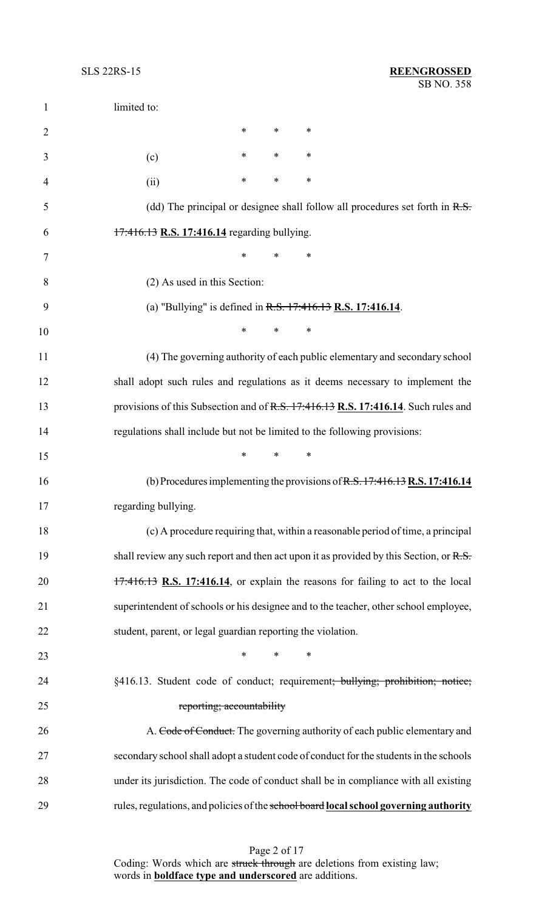limited to:

\* \* \*

(c) \* \* \*

(ii) \* \* \*

(dd) The principal or designee shall follow all procedures set forth in ~~R.S. 17:416.13~~ **R.S. 17:416.14** regarding bullying.

\* \* \*

(2) As used in this Section:

(a) "Bullying" is defined in ~~R.S. 17:416.13~~ **R.S. 17:416.14**.

\* \* \*

(4) The governing authority of each public elementary and secondary school shall adopt such rules and regulations as it deems necessary to implement the provisions of this Subsection and of ~~R.S. 17:416.13~~ **R.S. 17:416.14**. Such rules and regulations shall include but not be limited to the following provisions:

\* \* \*

(b) Procedures implementing the provisions of ~~R.S. 17:416.13~~ **R.S. 17:416.14** regarding bullying.

(c) A procedure requiring that, within a reasonable period of time, a principal shall review any such report and then act upon it as provided by this Section, or ~~R.S. 17:416.13~~ **R.S. 17:416.14**, or explain the reasons for failing to act to the local superintendent of schools or his designee and to the teacher, other school employee, student, parent, or legal guardian reporting the violation.

\* \* \*

§416.13. Student code of conduct; requirement~~; bullying; prohibition; notice; reporting; accountability~~

A. ~~Code of Conduct.~~ The governing authority of each public elementary and secondary school shall adopt a student code of conduct for the students in the schools under its jurisdiction. The code of conduct shall be in compliance with all existing rules, regulations, and policies of the ~~school board~~ **local school governing authority**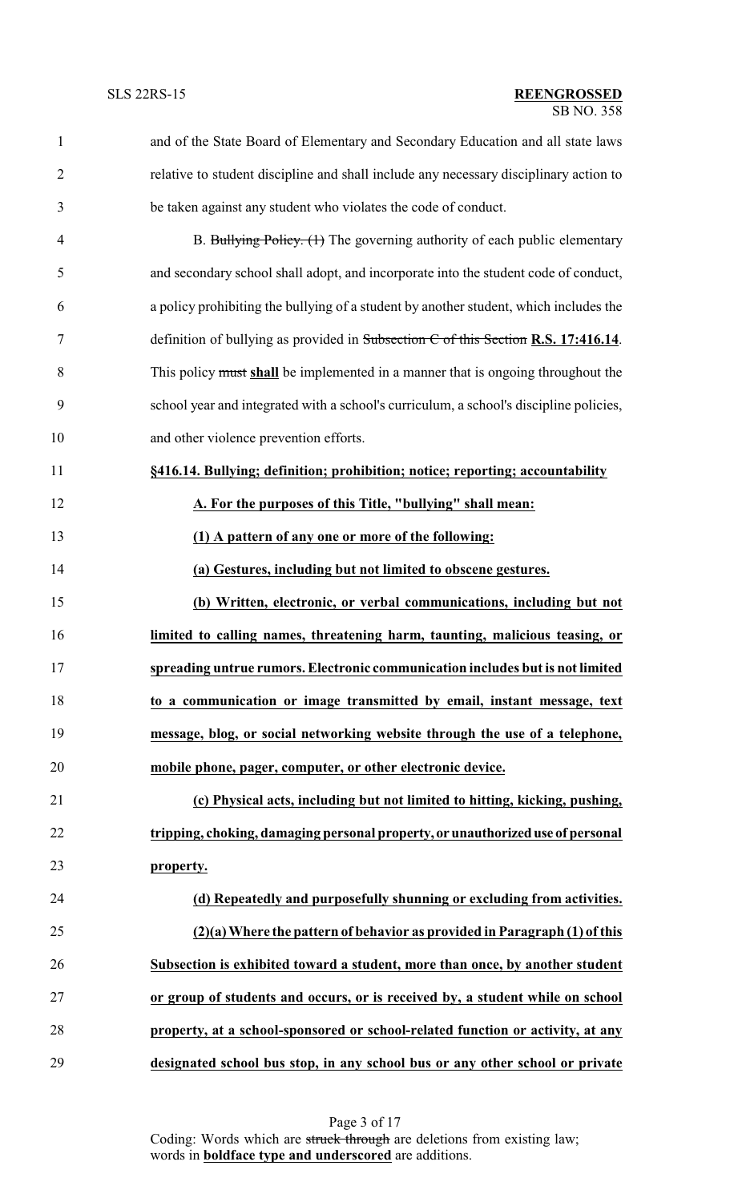and of the State Board of Elementary and Secondary Education and all state laws relative to student discipline and shall include any necessary disciplinary action to be taken against any student who violates the code of conduct.

B. ~~Bullying Policy. (1)~~ The governing authority of each public elementary and secondary school shall adopt, and incorporate into the student code of conduct, a policy prohibiting the bullying of a student by another student, which includes the definition of bullying as provided in ~~Subsection C of this Section~~ **R.S. 17:416.14**. This policy ~~must~~ **shall** be implemented in a manner that is ongoing throughout the school year and integrated with a school's curriculum, a school's discipline policies, and other violence prevention efforts.

**§416.14. Bullying; definition; prohibition; notice; reporting; accountability**

**A. For the purposes of this Title, "bullying" shall mean:**

**(1) A pattern of any one or more of the following:**

**(a) Gestures, including but not limited to obscene gestures.**

**(b) Written, electronic, or verbal communications, including but not limited to calling names, threatening harm, taunting, malicious teasing, or spreading untrue rumors. Electronic communication includes but is not limited to a communication or image transmitted by email, instant message, text message, blog, or social networking website through the use of a telephone, mobile phone, pager, computer, or other electronic device.**

**(c) Physical acts, including but not limited to hitting, kicking, pushing, tripping, choking, damaging personal property, or unauthorized use of personal property.**

**(d) Repeatedly and purposefully shunning or excluding from activities.**

**(2)(a) Where the pattern of behavior as provided in Paragraph (1) of this Subsection is exhibited toward a student, more than once, by another student or group of students and occurs, or is received by, a student while on school property, at a school-sponsored or school-related function or activity, at any designated school bus stop, in any school bus or any other school or private**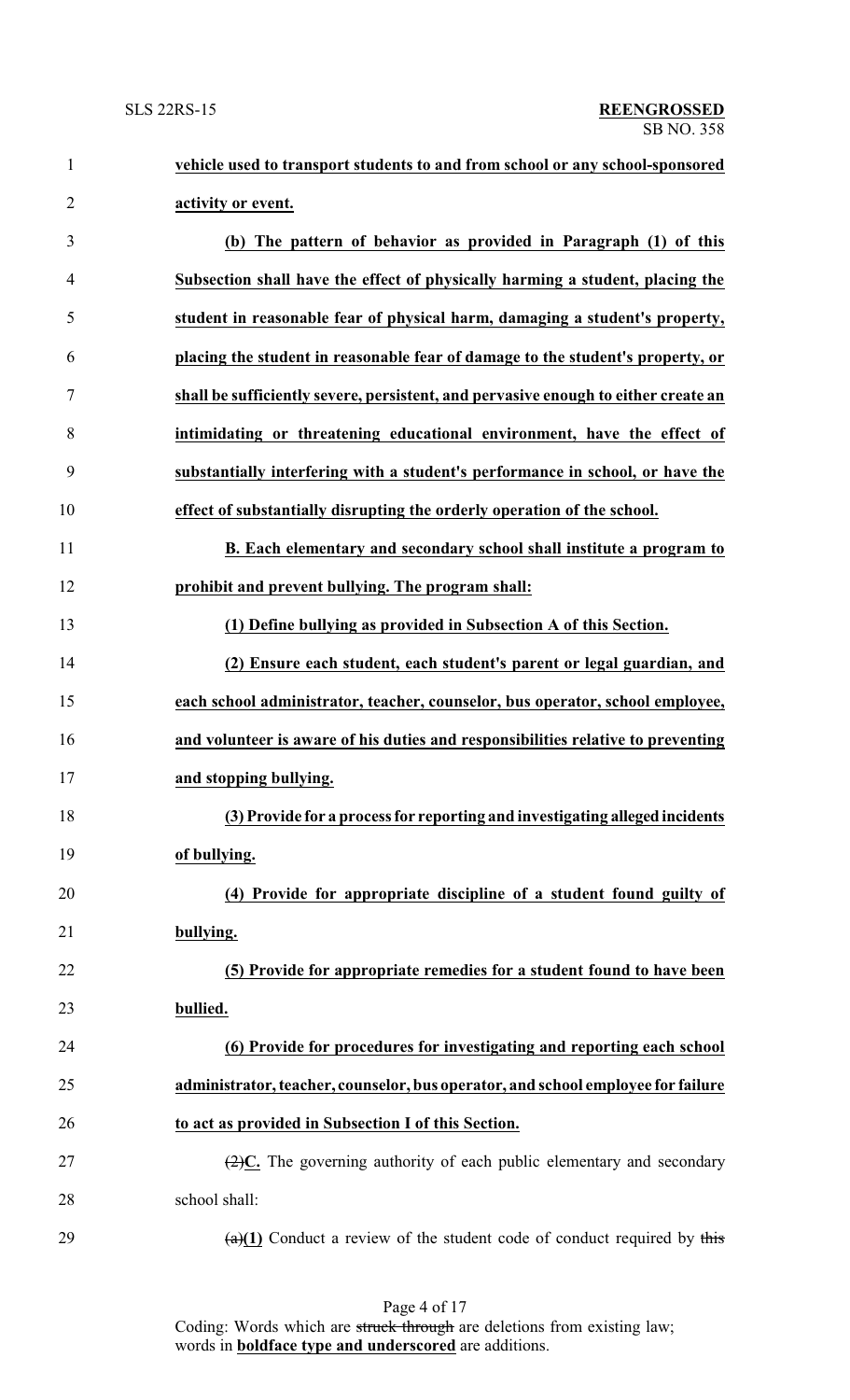**vehicle used to transport students to and from school or any school-sponsored activity or event.**

**(b) The pattern of behavior as provided in Paragraph (1) of this Subsection shall have the effect of physically harming a student, placing the student in reasonable fear of physical harm, damaging a student's property, placing the student in reasonable fear of damage to the student's property, or shall be sufficiently severe, persistent, and pervasive enough to either create an intimidating or threatening educational environment, have the effect of substantially interfering with a student's performance in school, or have the effect of substantially disrupting the orderly operation of the school.**

**B. Each elementary and secondary school shall institute a program to prohibit and prevent bullying. The program shall:**

**(1) Define bullying as provided in Subsection A of this Section.**

**(2) Ensure each student, each student's parent or legal guardian, and each school administrator, teacher, counselor, bus operator, school employee, and volunteer is aware of his duties and responsibilities relative to preventing and stopping bullying.**

**(3) Provide for a process for reporting and investigating alleged incidents of bullying.**

**(4) Provide for appropriate discipline of a student found guilty of bullying.**

**(5) Provide for appropriate remedies for a student found to have been bullied.**

**(6) Provide for procedures for investigating and reporting each school administrator, teacher, counselor, bus operator, and school employee for failure to act as provided in Subsection I of this Section.**

~~(2)~~**C.** The governing authority of each public elementary and secondary school shall:

~~(a)~~**(1)** Conduct a review of the student code of conduct required by ~~this~~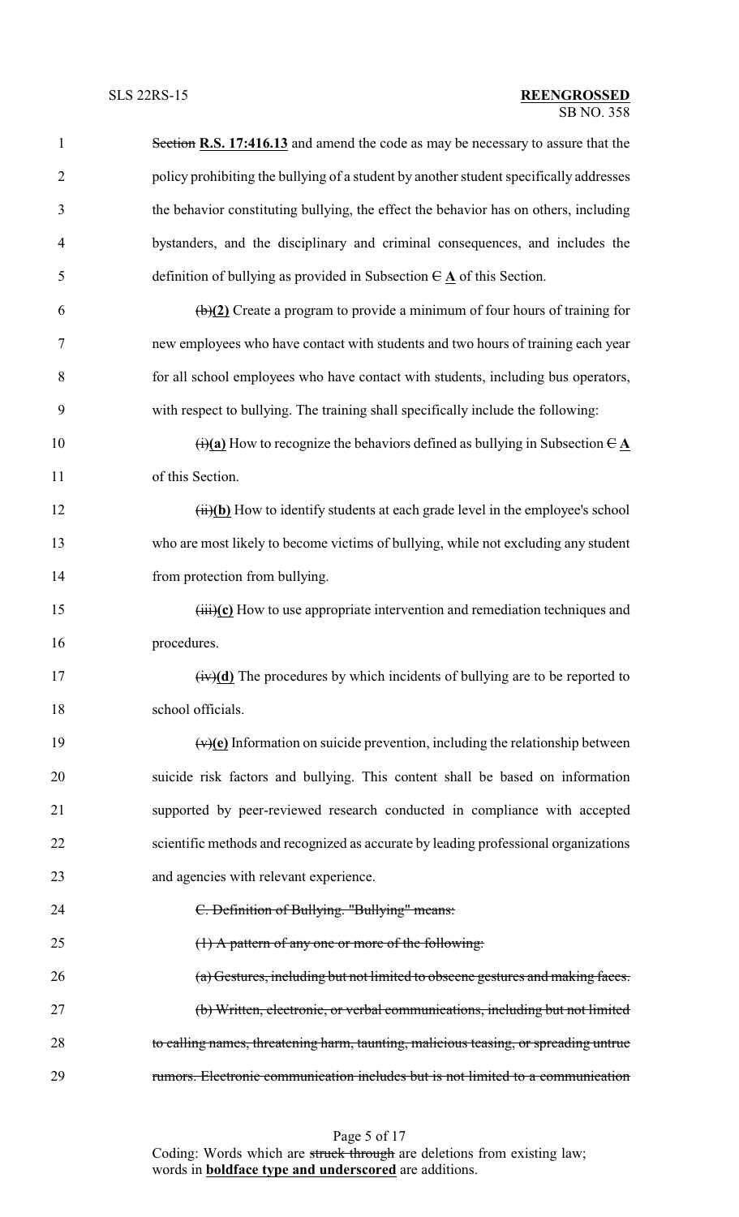~~Section~~ **R.S. 17:416.13** and amend the code as may be necessary to assure that the policy prohibiting the bullying of a student by another student specifically addresses the behavior constituting bullying, the effect the behavior has on others, including bystanders, and the disciplinary and criminal consequences, and includes the definition of bullying as provided in Subsection ~~C~~ **A** of this Section.

~~(b)~~**(2)** Create a program to provide a minimum of four hours of training for new employees who have contact with students and two hours of training each year for all school employees who have contact with students, including bus operators, with respect to bullying. The training shall specifically include the following:

~~(i)~~**(a)** How to recognize the behaviors defined as bullying in Subsection ~~C~~ **A** of this Section.

~~(ii)~~**(b)** How to identify students at each grade level in the employee's school who are most likely to become victims of bullying, while not excluding any student from protection from bullying.

~~(iii)~~**(c)** How to use appropriate intervention and remediation techniques and procedures.

~~(iv)~~**(d)** The procedures by which incidents of bullying are to be reported to school officials.

~~(v)~~**(e)** Information on suicide prevention, including the relationship between suicide risk factors and bullying. This content shall be based on information supported by peer-reviewed research conducted in compliance with accepted scientific methods and recognized as accurate by leading professional organizations and agencies with relevant experience.

~~C. Definition of Bullying. "Bullying" means:~~

~~(1) A pattern of any one or more of the following:~~

~~(a) Gestures, including but not limited to obscene gestures and making faces.~~

~~(b) Written, electronic, or verbal communications, including but not limited to calling names, threatening harm, taunting, malicious teasing, or spreading untrue rumors. Electronic communication includes but is not limited to a communication~~

Coding: Words which are ~~struck through~~ are deletions from existing law; words in **boldface type and underscored** are additions.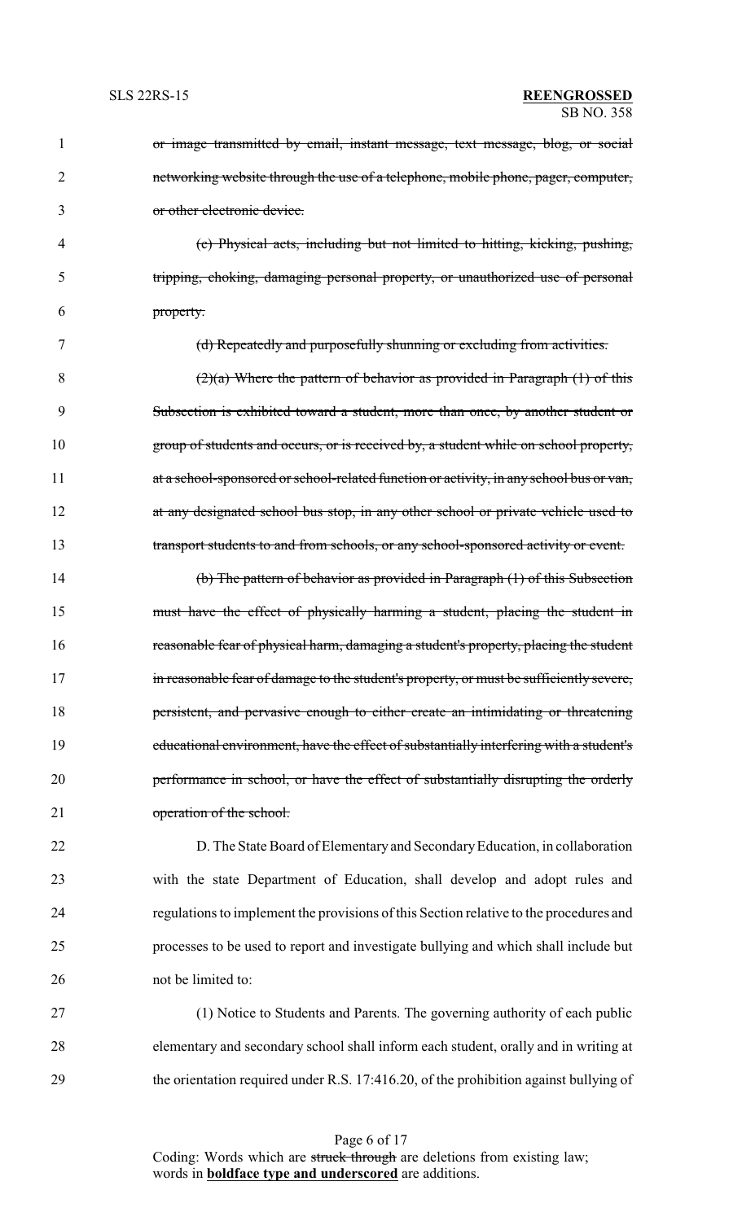~~or image transmitted by email, instant message, text message, blog, or social networking website through the use of a telephone, mobile phone, pager, computer, or other electronic device.~~

~~(c) Physical acts, including but not limited to hitting, kicking, pushing, tripping, choking, damaging personal property, or unauthorized use of personal property.~~

~~(d) Repeatedly and purposefully shunning or excluding from activities.~~

~~(2)(a) Where the pattern of behavior as provided in Paragraph (1) of this Subsection is exhibited toward a student, more than once, by another student or group of students and occurs, or is received by, a student while on school property, at a school-sponsored or school-related function or activity, in any school bus or van, at any designated school bus stop, in any other school or private vehicle used to transport students to and from schools, or any school-sponsored activity or event.~~

~~(b) The pattern of behavior as provided in Paragraph (1) of this Subsection must have the effect of physically harming a student, placing the student in reasonable fear of physical harm, damaging a student's property, placing the student in reasonable fear of damage to the student's property, or must be sufficiently severe, persistent, and pervasive enough to either create an intimidating or threatening educational environment, have the effect of substantially interfering with a student's performance in school, or have the effect of substantially disrupting the orderly operation of the school.~~

D. The State Board of Elementary and Secondary Education, in collaboration with the state Department of Education, shall develop and adopt rules and regulations to implement the provisions of this Section relative to the procedures and processes to be used to report and investigate bullying and which shall include but not be limited to:

(1) Notice to Students and Parents. The governing authority of each public elementary and secondary school shall inform each student, orally and in writing at the orientation required under R.S. 17:416.20, of the prohibition against bullying of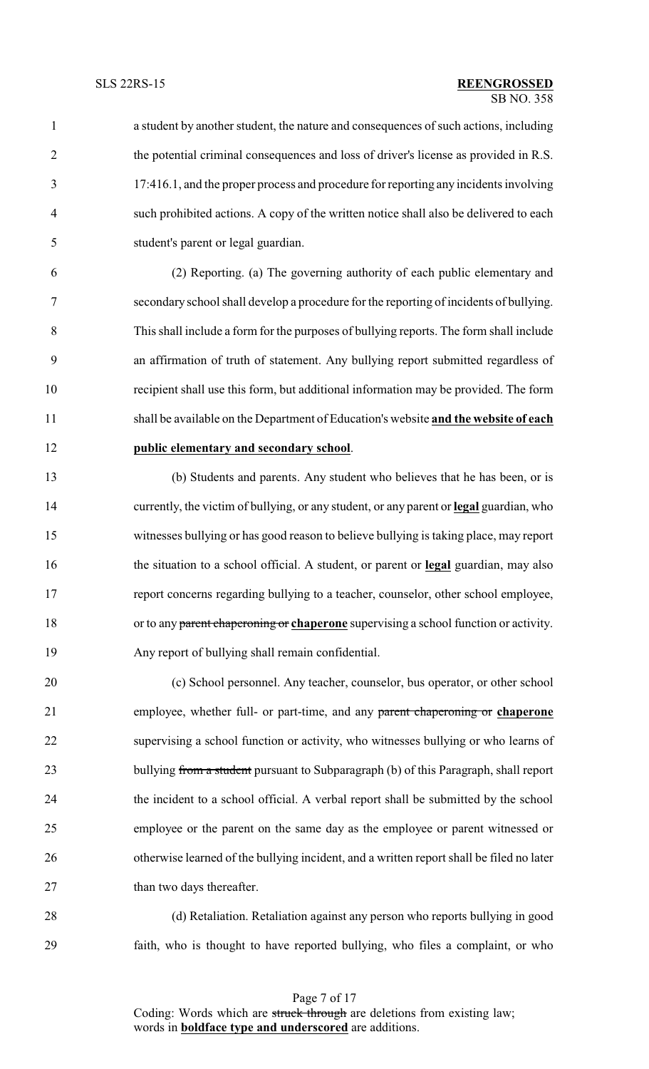a student by another student, the nature and consequences of such actions, including the potential criminal consequences and loss of driver's license as provided in R.S. 17:416.1, and the proper process and procedure for reporting any incidents involving such prohibited actions. A copy of the written notice shall also be delivered to each student's parent or legal guardian.

(2) Reporting. (a) The governing authority of each public elementary and secondary school shall develop a procedure for the reporting of incidents of bullying. This shall include a form for the purposes of bullying reports. The form shall include an affirmation of truth of statement. Any bullying report submitted regardless of recipient shall use this form, but additional information may be provided. The form shall be available on the Department of Education's website **and the website of each public elementary and secondary school**.

(b) Students and parents. Any student who believes that he has been, or is currently, the victim of bullying, or any student, or any parent or **legal** guardian, who witnesses bullying or has good reason to believe bullying is taking place, may report the situation to a school official. A student, or parent or **legal** guardian, may also report concerns regarding bullying to a teacher, counselor, other school employee, or to any ~~parent chaperoning or~~ **chaperone** supervising a school function or activity. Any report of bullying shall remain confidential.

(c) School personnel. Any teacher, counselor, bus operator, or other school employee, whether full- or part-time, and any ~~parent chaperoning or~~ **chaperone** supervising a school function or activity, who witnesses bullying or who learns of bullying ~~from a student~~ pursuant to Subparagraph (b) of this Paragraph, shall report the incident to a school official. A verbal report shall be submitted by the school employee or the parent on the same day as the employee or parent witnessed or otherwise learned of the bullying incident, and a written report shall be filed no later than two days thereafter.

(d) Retaliation. Retaliation against any person who reports bullying in good faith, who is thought to have reported bullying, who files a complaint, or who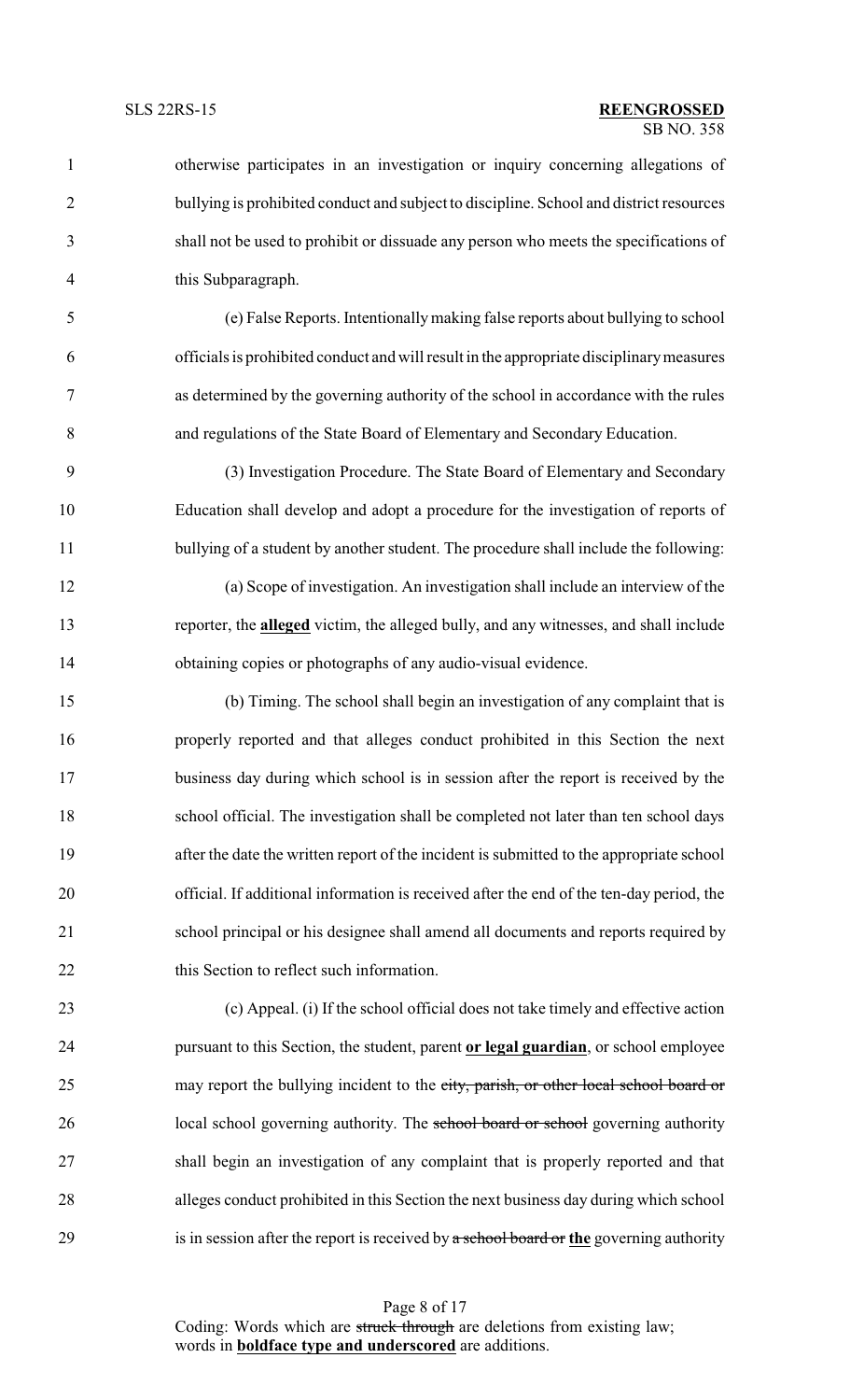otherwise participates in an investigation or inquiry concerning allegations of bullying is prohibited conduct and subject to discipline. School and district resources shall not be used to prohibit or dissuade any person who meets the specifications of this Subparagraph.

(e) False Reports. Intentionally making false reports about bullying to school officials is prohibited conduct and will result in the appropriate disciplinary measures as determined by the governing authority of the school in accordance with the rules and regulations of the State Board of Elementary and Secondary Education.

(3) Investigation Procedure. The State Board of Elementary and Secondary Education shall develop and adopt a procedure for the investigation of reports of bullying of a student by another student. The procedure shall include the following:

(a) Scope of investigation. An investigation shall include an interview of the reporter, the **alleged** victim, the alleged bully, and any witnesses, and shall include obtaining copies or photographs of any audio-visual evidence.

(b) Timing. The school shall begin an investigation of any complaint that is properly reported and that alleges conduct prohibited in this Section the next business day during which school is in session after the report is received by the school official. The investigation shall be completed not later than ten school days after the date the written report of the incident is submitted to the appropriate school official. If additional information is received after the end of the ten-day period, the school principal or his designee shall amend all documents and reports required by this Section to reflect such information.

(c) Appeal. (i) If the school official does not take timely and effective action pursuant to this Section, the student, parent **or legal guardian**, or school employee may report the bullying incident to the ~~city, parish, or other local school board or~~ local school governing authority. The ~~school board or school~~ governing authority shall begin an investigation of any complaint that is properly reported and that alleges conduct prohibited in this Section the next business day during which school is in session after the report is received by ~~a school board or~~ **the** governing authority

Coding: Words which are ~~struck through~~ are deletions from existing law; words in **boldface type and underscored** are additions.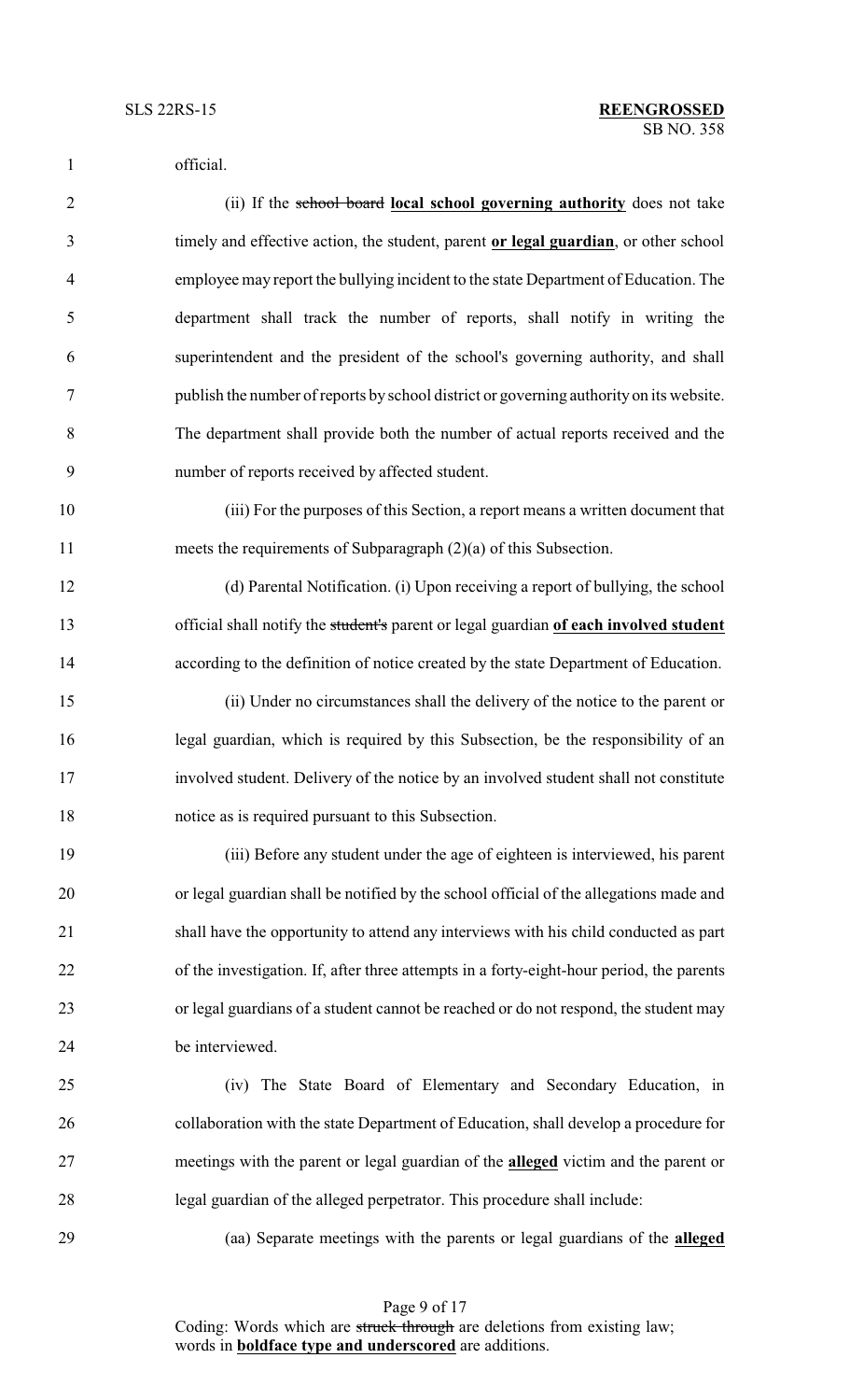official.

(ii) If the ~~school board~~ **local school governing authority** does not take timely and effective action, the student, parent **or legal guardian**, or other school employee may report the bullying incident to the state Department of Education. The department shall track the number of reports, shall notify in writing the superintendent and the president of the school's governing authority, and shall publish the number of reports by school district or governing authority on its website. The department shall provide both the number of actual reports received and the number of reports received by affected student.

(iii) For the purposes of this Section, a report means a written document that meets the requirements of Subparagraph (2)(a) of this Subsection.

(d) Parental Notification. (i) Upon receiving a report of bullying, the school official shall notify the ~~student's~~ parent or legal guardian **of each involved student** according to the definition of notice created by the state Department of Education.

(ii) Under no circumstances shall the delivery of the notice to the parent or legal guardian, which is required by this Subsection, be the responsibility of an involved student. Delivery of the notice by an involved student shall not constitute notice as is required pursuant to this Subsection.

(iii) Before any student under the age of eighteen is interviewed, his parent or legal guardian shall be notified by the school official of the allegations made and shall have the opportunity to attend any interviews with his child conducted as part of the investigation. If, after three attempts in a forty-eight-hour period, the parents or legal guardians of a student cannot be reached or do not respond, the student may be interviewed.

(iv) The State Board of Elementary and Secondary Education, in collaboration with the state Department of Education, shall develop a procedure for meetings with the parent or legal guardian of the **alleged** victim and the parent or legal guardian of the alleged perpetrator. This procedure shall include:

(aa) Separate meetings with the parents or legal guardians of the **alleged**

Coding: Words which are ~~struck through~~ are deletions from existing law; words in **boldface type and underscored** are additions.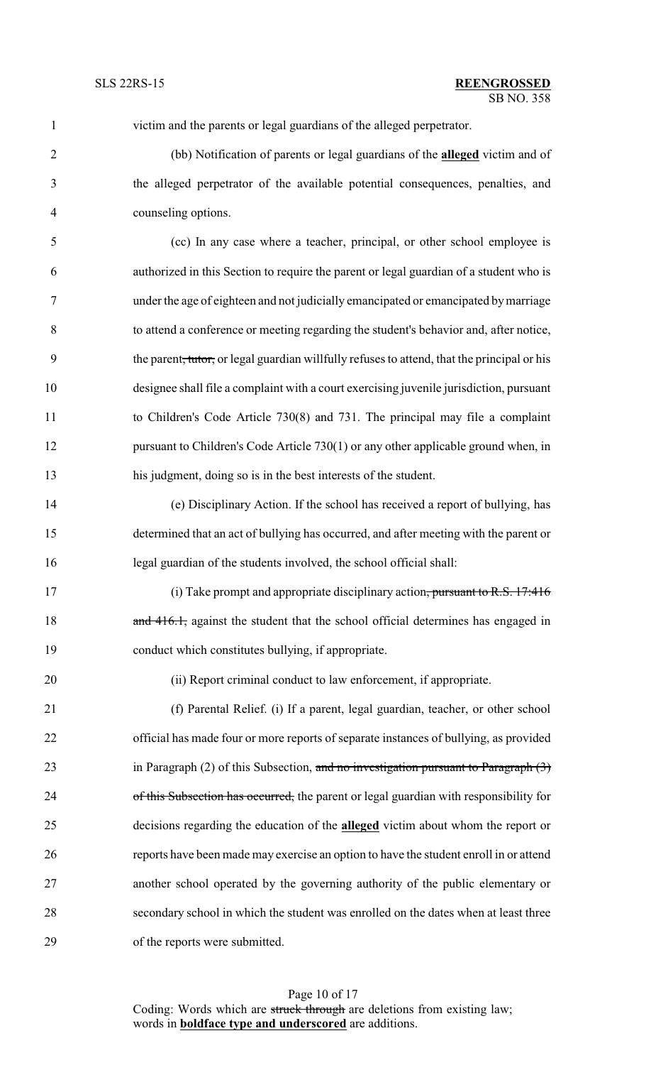victim and the parents or legal guardians of the alleged perpetrator.

(bb) Notification of parents or legal guardians of the **alleged** victim and of the alleged perpetrator of the available potential consequences, penalties, and counseling options.

(cc) In any case where a teacher, principal, or other school employee is authorized in this Section to require the parent or legal guardian of a student who is under the age of eighteen and not judicially emancipated or emancipated by marriage to attend a conference or meeting regarding the student's behavior and, after notice, the parent~~, tutor,~~ or legal guardian willfully refuses to attend, that the principal or his designee shall file a complaint with a court exercising juvenile jurisdiction, pursuant to Children's Code Article 730(8) and 731. The principal may file a complaint pursuant to Children's Code Article 730(1) or any other applicable ground when, in his judgment, doing so is in the best interests of the student.

(e) Disciplinary Action. If the school has received a report of bullying, has determined that an act of bullying has occurred, and after meeting with the parent or legal guardian of the students involved, the school official shall:

(i) Take prompt and appropriate disciplinary action~~, pursuant to R.S. 17:416 and 416.1,~~ against the student that the school official determines has engaged in conduct which constitutes bullying, if appropriate.

(ii) Report criminal conduct to law enforcement, if appropriate.

(f) Parental Relief. (i) If a parent, legal guardian, teacher, or other school official has made four or more reports of separate instances of bullying, as provided in Paragraph (2) of this Subsection, ~~and no investigation pursuant to Paragraph (3) of this Subsection has occurred,~~ the parent or legal guardian with responsibility for decisions regarding the education of the **alleged** victim about whom the report or reports have been made may exercise an option to have the student enroll in or attend another school operated by the governing authority of the public elementary or secondary school in which the student was enrolled on the dates when at least three of the reports were submitted.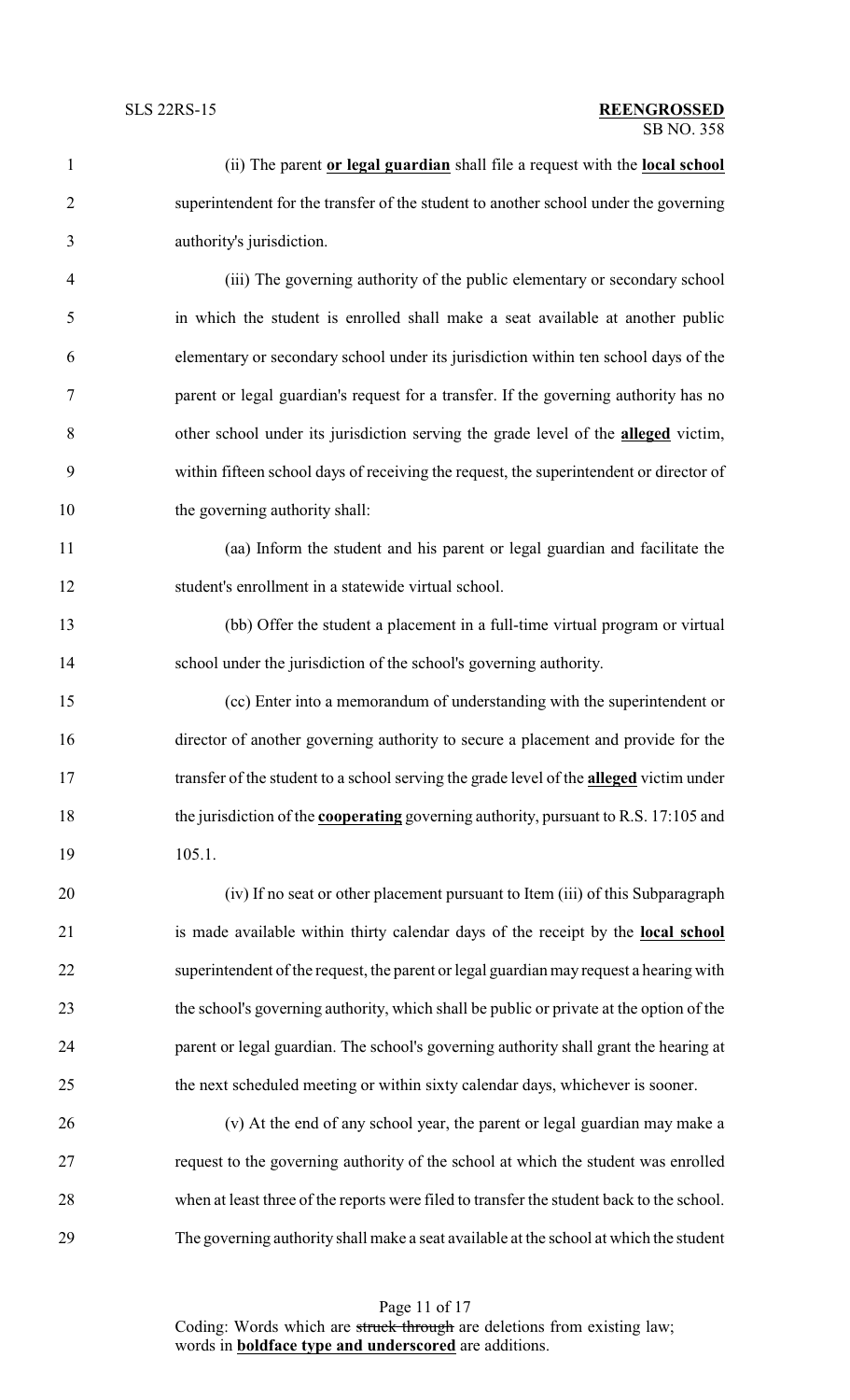(ii) The parent **or legal guardian** shall file a request with the **local school** superintendent for the transfer of the student to another school under the governing authority's jurisdiction.

(iii) The governing authority of the public elementary or secondary school in which the student is enrolled shall make a seat available at another public elementary or secondary school under its jurisdiction within ten school days of the parent or legal guardian's request for a transfer. If the governing authority has no other school under its jurisdiction serving the grade level of the **alleged** victim, within fifteen school days of receiving the request, the superintendent or director of the governing authority shall:

(aa) Inform the student and his parent or legal guardian and facilitate the student's enrollment in a statewide virtual school.

(bb) Offer the student a placement in a full-time virtual program or virtual school under the jurisdiction of the school's governing authority.

(cc) Enter into a memorandum of understanding with the superintendent or director of another governing authority to secure a placement and provide for the transfer of the student to a school serving the grade level of the **alleged** victim under the jurisdiction of the **cooperating** governing authority, pursuant to R.S. 17:105 and 105.1.

(iv) If no seat or other placement pursuant to Item (iii) of this Subparagraph is made available within thirty calendar days of the receipt by the **local school** superintendent of the request, the parent or legal guardian may request a hearing with the school's governing authority, which shall be public or private at the option of the parent or legal guardian. The school's governing authority shall grant the hearing at the next scheduled meeting or within sixty calendar days, whichever is sooner.

(v) At the end of any school year, the parent or legal guardian may make a request to the governing authority of the school at which the student was enrolled when at least three of the reports were filed to transfer the student back to the school. The governing authority shall make a seat available at the school at which the student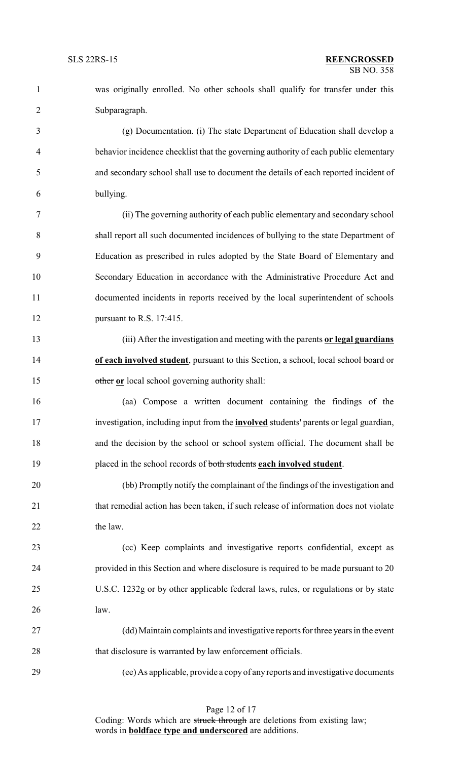was originally enrolled. No other schools shall qualify for transfer under this Subparagraph.

(g) Documentation. (i) The state Department of Education shall develop a behavior incidence checklist that the governing authority of each public elementary and secondary school shall use to document the details of each reported incident of bullying.

(ii) The governing authority of each public elementary and secondary school shall report all such documented incidences of bullying to the state Department of Education as prescribed in rules adopted by the State Board of Elementary and Secondary Education in accordance with the Administrative Procedure Act and documented incidents in reports received by the local superintendent of schools pursuant to R.S. 17:415.

(iii) After the investigation and meeting with the parents **or legal guardians of each involved student**, pursuant to this Section, a school~~, local school board or other~~ **or** local school governing authority shall:

(aa) Compose a written document containing the findings of the investigation, including input from the **involved** students' parents or legal guardian, and the decision by the school or school system official. The document shall be placed in the school records of ~~both students~~ **each involved student**.

(bb) Promptly notify the complainant of the findings of the investigation and that remedial action has been taken, if such release of information does not violate the law.

(cc) Keep complaints and investigative reports confidential, except as provided in this Section and where disclosure is required to be made pursuant to 20 U.S.C. 1232g or by other applicable federal laws, rules, or regulations or by state law.

(dd) Maintain complaints and investigative reports for three years in the event that disclosure is warranted by law enforcement officials.

(ee) As applicable, provide a copy of any reports and investigative documents

Coding: Words which are ~~struck through~~ are deletions from existing law; words in **boldface type and underscored** are additions.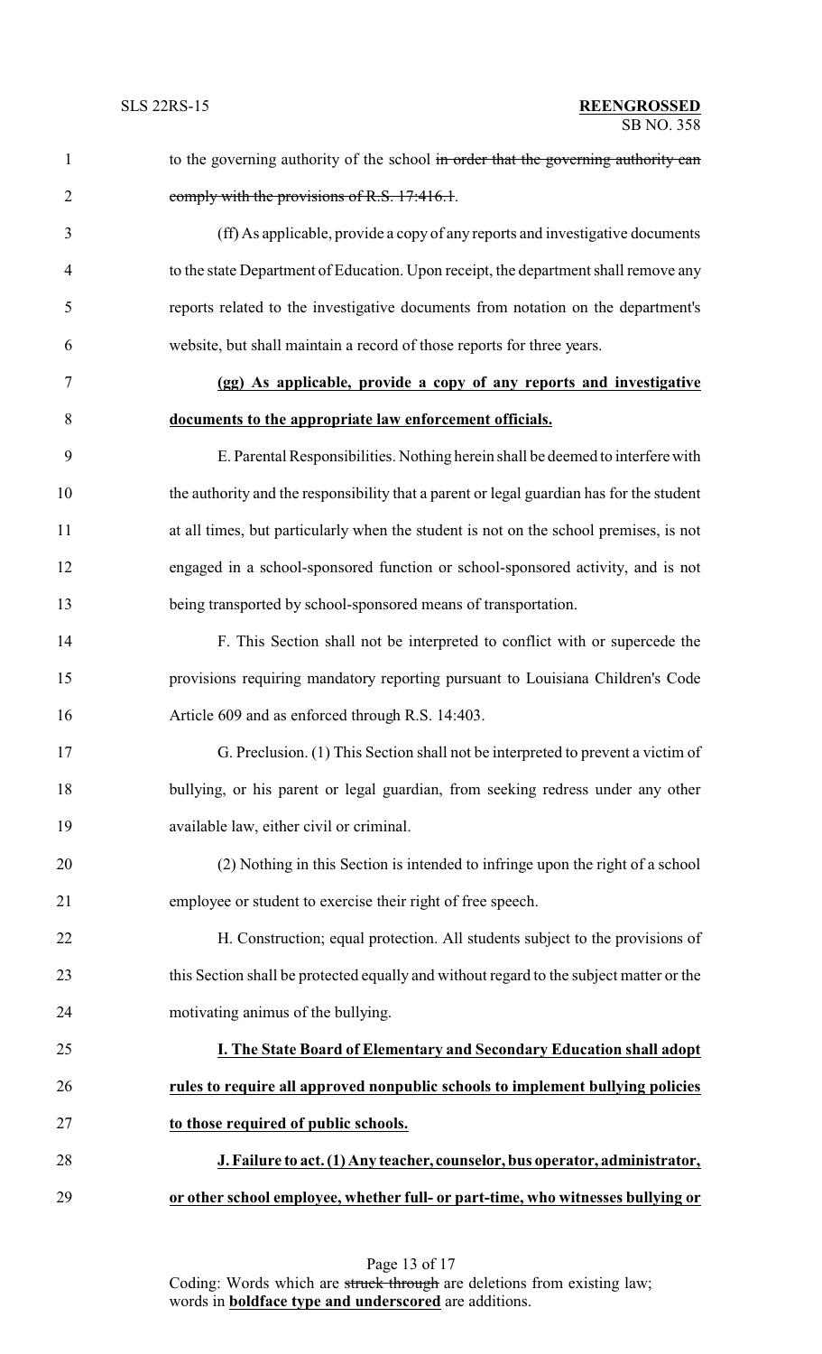to the governing authority of the school ~~in order that the governing authority can comply with the provisions of R.S. 17:416.1~~.

(ff) As applicable, provide a copy of any reports and investigative documents to the state Department of Education. Upon receipt, the department shall remove any reports related to the investigative documents from notation on the department's website, but shall maintain a record of those reports for three years.

**(gg) As applicable, provide a copy of any reports and investigative documents to the appropriate law enforcement officials.**

E. Parental Responsibilities. Nothing herein shall be deemed to interfere with the authority and the responsibility that a parent or legal guardian has for the student at all times, but particularly when the student is not on the school premises, is not engaged in a school-sponsored function or school-sponsored activity, and is not being transported by school-sponsored means of transportation.

F. This Section shall not be interpreted to conflict with or supercede the provisions requiring mandatory reporting pursuant to Louisiana Children's Code Article 609 and as enforced through R.S. 14:403.

G. Preclusion. (1) This Section shall not be interpreted to prevent a victim of bullying, or his parent or legal guardian, from seeking redress under any other available law, either civil or criminal.

(2) Nothing in this Section is intended to infringe upon the right of a school employee or student to exercise their right of free speech.

H. Construction; equal protection. All students subject to the provisions of this Section shall be protected equally and without regard to the subject matter or the motivating animus of the bullying.

**I. The State Board of Elementary and Secondary Education shall adopt rules to require all approved nonpublic schools to implement bullying policies to those required of public schools.**

**J. Failure to act. (1) Any teacher, counselor, bus operator, administrator, or other school employee, whether full- or part-time, who witnesses bullying or**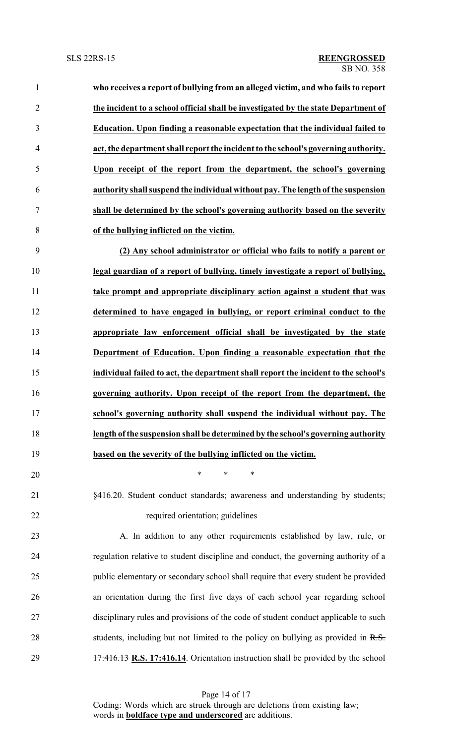**who receives a report of bullying from an alleged victim, and who fails to report the incident to a school official shall be investigated by the state Department of Education. Upon finding a reasonable expectation that the individual failed to act, the department shall report the incident to the school's governing authority. Upon receipt of the report from the department, the school's governing authority shall suspend the individual without pay. The length of the suspension shall be determined by the school's governing authority based on the severity of the bullying inflicted on the victim.**

**(2) Any school administrator or official who fails to notify a parent or legal guardian of a report of bullying, timely investigate a report of bullying, take prompt and appropriate disciplinary action against a student that was determined to have engaged in bullying, or report criminal conduct to the appropriate law enforcement official shall be investigated by the state Department of Education. Upon finding a reasonable expectation that the individual failed to act, the department shall report the incident to the school's governing authority. Upon receipt of the report from the department, the school's governing authority shall suspend the individual without pay. The length of the suspension shall be determined by the school's governing authority based on the severity of the bullying inflicted on the victim.**

\* \* \*

§416.20. Student conduct standards; awareness and understanding by students; required orientation; guidelines

A. In addition to any other requirements established by law, rule, or regulation relative to student discipline and conduct, the governing authority of a public elementary or secondary school shall require that every student be provided an orientation during the first five days of each school year regarding school disciplinary rules and provisions of the code of student conduct applicable to such students, including but not limited to the policy on bullying as provided in ~~R.S. 17:416.13~~ **R.S. 17:416.14**. Orientation instruction shall be provided by the school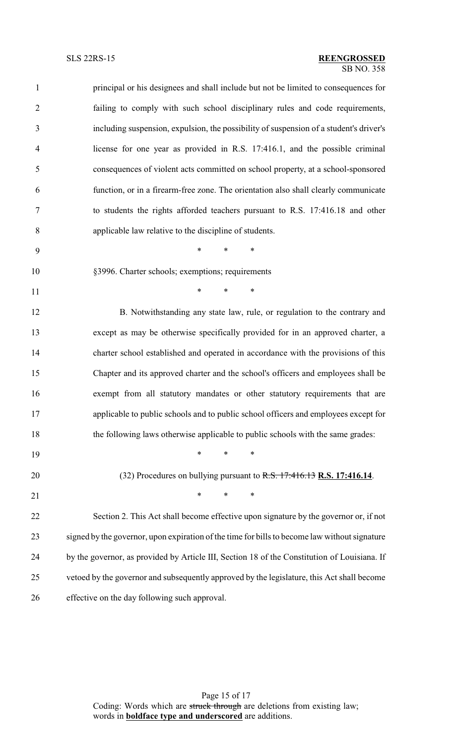principal or his designees and shall include but not be limited to consequences for failing to comply with such school disciplinary rules and code requirements, including suspension, expulsion, the possibility of suspension of a student's driver's license for one year as provided in R.S. 17:416.1, and the possible criminal consequences of violent acts committed on school property, at a school-sponsored function, or in a firearm-free zone. The orientation also shall clearly communicate to students the rights afforded teachers pursuant to R.S. 17:416.18 and other applicable law relative to the discipline of students.

\* \* \*

§3996. Charter schools; exemptions; requirements

\* \* \*

B. Notwithstanding any state law, rule, or regulation to the contrary and except as may be otherwise specifically provided for in an approved charter, a charter school established and operated in accordance with the provisions of this Chapter and its approved charter and the school's officers and employees shall be exempt from all statutory mandates or other statutory requirements that are applicable to public schools and to public school officers and employees except for the following laws otherwise applicable to public schools with the same grades:

\* \* \*

(32) Procedures on bullying pursuant to ~~R.S. 17:416.13~~ **<u>R.S. 17:416.14</u>**.

\* \* \*

Section 2. This Act shall become effective upon signature by the governor or, if not signed by the governor, upon expiration of the time for bills to become law without signature by the governor, as provided by Article III, Section 18 of the Constitution of Louisiana. If vetoed by the governor and subsequently approved by the legislature, this Act shall become effective on the day following such approval.

Coding: Words which are ~~struck through~~ are deletions from existing law; words in **<u>boldface type and underscored</u>** are additions.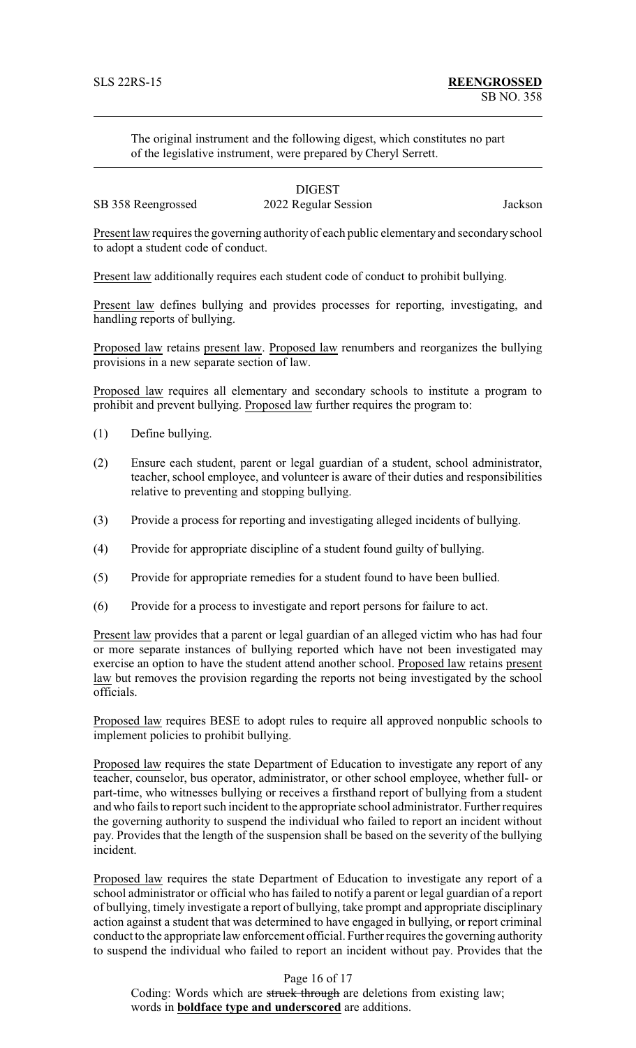The original instrument and the following digest, which constitutes no part of the legislative instrument, were prepared by Cheryl Serrett.

DIGEST

SB 358 Reengrossed 2022 Regular Session Jackson

Present law requires the governing authority of each public elementary and secondary school to adopt a student code of conduct.

Present law additionally requires each student code of conduct to prohibit bullying.

Present law defines bullying and provides processes for reporting, investigating, and handling reports of bullying.

Proposed law retains present law. Proposed law renumbers and reorganizes the bullying provisions in a new separate section of law.

Proposed law requires all elementary and secondary schools to institute a program to prohibit and prevent bullying. Proposed law further requires the program to:

(1) Define bullying.

(2) Ensure each student, parent or legal guardian of a student, school administrator, teacher, school employee, and volunteer is aware of their duties and responsibilities relative to preventing and stopping bullying.

(3) Provide a process for reporting and investigating alleged incidents of bullying.

(4) Provide for appropriate discipline of a student found guilty of bullying.

(5) Provide for appropriate remedies for a student found to have been bullied.

(6) Provide for a process to investigate and report persons for failure to act.

Present law provides that a parent or legal guardian of an alleged victim who has had four or more separate instances of bullying reported which have not been investigated may exercise an option to have the student attend another school. Proposed law retains present law but removes the provision regarding the reports not being investigated by the school officials.

Proposed law requires BESE to adopt rules to require all approved nonpublic schools to implement policies to prohibit bullying.

Proposed law requires the state Department of Education to investigate any report of any teacher, counselor, bus operator, administrator, or other school employee, whether full- or part-time, who witnesses bullying or receives a firsthand report of bullying from a student and who fails to report such incident to the appropriate school administrator. Further requires the governing authority to suspend the individual who failed to report an incident without pay. Provides that the length of the suspension shall be based on the severity of the bullying incident.

Proposed law requires the state Department of Education to investigate any report of a school administrator or official who has failed to notify a parent or legal guardian of a report of bullying, timely investigate a report of bullying, take prompt and appropriate disciplinary action against a student that was determined to have engaged in bullying, or report criminal conduct to the appropriate law enforcement official. Further requires the governing authority to suspend the individual who failed to report an incident without pay. Provides that the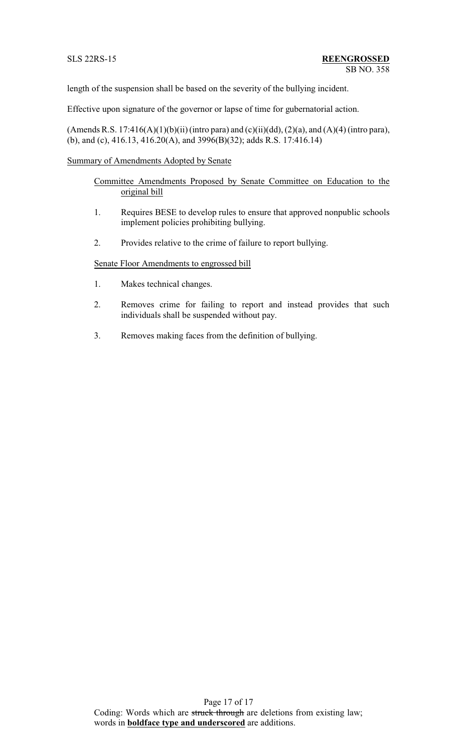length of the suspension shall be based on the severity of the bullying incident.

Effective upon signature of the governor or lapse of time for gubernatorial action.

(Amends R.S. 17:416(A)(1)(b)(ii) (intro para) and (c)(ii)(dd), (2)(a), and (A)(4) (intro para), (b), and (c), 416.13, 416.20(A), and 3996(B)(32); adds R.S. 17:416.14)

Summary of Amendments Adopted by Senate

Committee Amendments Proposed by Senate Committee on Education to the original bill

1. Requires BESE to develop rules to ensure that approved nonpublic schools implement policies prohibiting bullying.

2. Provides relative to the crime of failure to report bullying.

Senate Floor Amendments to engrossed bill

1. Makes technical changes.

2. Removes crime for failing to report and instead provides that such individuals shall be suspended without pay.

3. Removes making faces from the definition of bullying.

Coding: Words which are ~~struck through~~ are deletions from existing law; words in **boldface type and underscored** are additions.